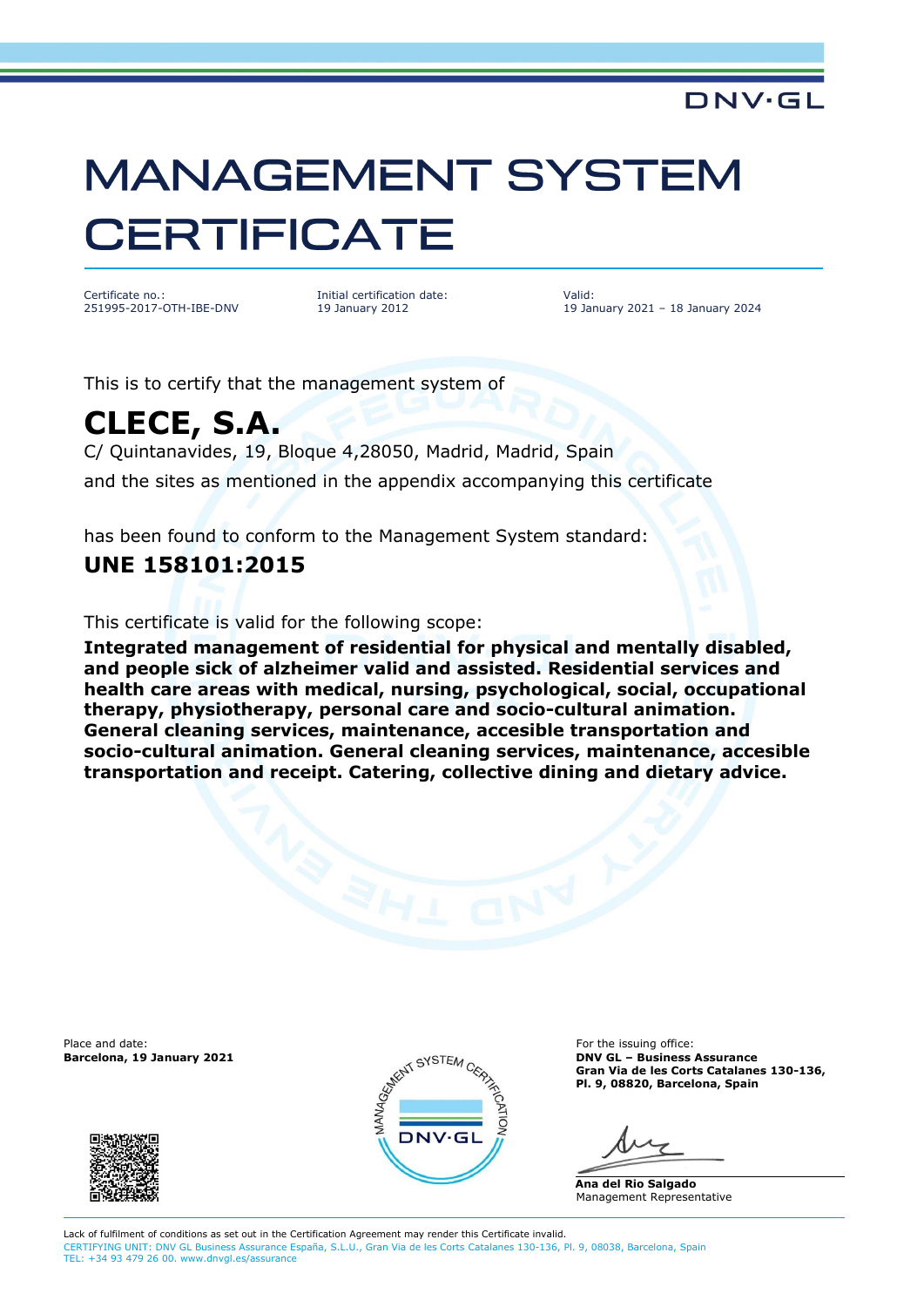DNV·GL

# MANAGEMENT SYSTEM CERTIFICATE

Certificate no.:
251995-2017-OTH-IBE-DNV

Initial certification date:
19 January 2012

Valid:
19 January 2021 – 18 January 2024

This is to certify that the management system of

## CLECE, S.A.

C/ Quintanavides, 19, Bloque 4,28050, Madrid, Madrid, Spain

and the sites as mentioned in the appendix accompanying this certificate

has been found to conform to the Management System standard:

## UNE 158101:2015

This certificate is valid for the following scope:

**Integrated management of residential for physical and mentally disabled, and people sick of alzheimer valid and assisted. Residential services and health care areas with medical, nursing, psychological, social, occupational therapy, physiotherapy, personal care and socio-cultural animation. General cleaning services, maintenance, accesible transportation and socio-cultural animation. General cleaning services, maintenance, accesible transportation and receipt. Catering, collective dining and dietary advice.**

Place and date:
**Barcelona, 19 January 2021**

For the issuing office:
**DNV GL – Business Assurance**
**Gran Via de les Corts Catalanes 130-136, Pl. 9, 08820, Barcelona, Spain**

**Ana del Rio Salgado**
Management Representative

Lack of fulfilment of conditions as set out in the Certification Agreement may render this Certificate invalid.
CERTIFYING UNIT: DNV GL Business Assurance España, S.L.U., Gran Via de les Corts Catalanes 130-136, Pl. 9, 08038, Barcelona, Spain
TEL: +34 93 479 26 00. www.dnvgl.es/assurance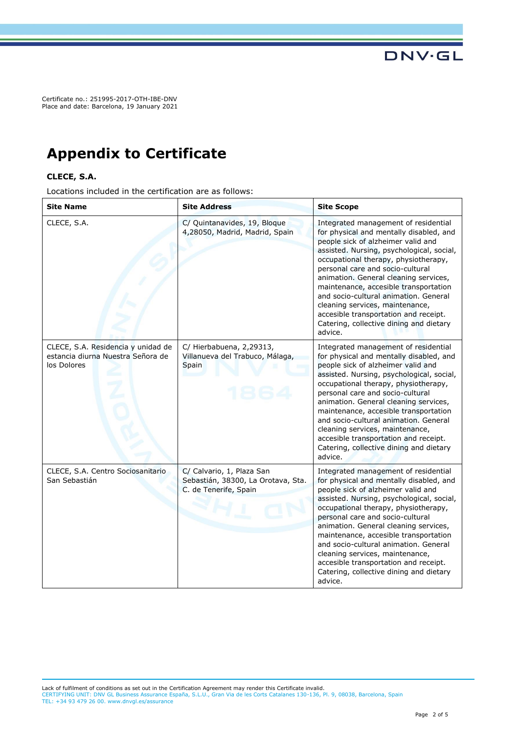Certificate no.: 251995-2017-OTH-IBE-DNV
Place and date: Barcelona, 19 January 2021

# Appendix to Certificate

**CLECE, S.A.**

Locations included in the certification are as follows:

| Site Name | Site Address | Site Scope |
|---|---|---|
| CLECE, S.A. | C/ Quintanavides, 19, Bloque 4,28050, Madrid, Madrid, Spain | Integrated management of residential for physical and mentally disabled, and people sick of alzheimer valid and assisted. Nursing, psychological, social, occupational therapy, physiotherapy, personal care and socio-cultural animation. General cleaning services, maintenance, accesible transportation and socio-cultural animation. General cleaning services, maintenance, accesible transportation and receipt. Catering, collective dining and dietary advice. |
| CLECE, S.A. Residencia y unidad de estancia diurna Nuestra Señora de los Dolores | C/ Hierbabuena, 2,29313, Villanueva del Trabuco, Málaga, Spain | Integrated management of residential for physical and mentally disabled, and people sick of alzheimer valid and assisted. Nursing, psychological, social, occupational therapy, physiotherapy, personal care and socio-cultural animation. General cleaning services, maintenance, accesible transportation and socio-cultural animation. General cleaning services, maintenance, accesible transportation and receipt. Catering, collective dining and dietary advice. |
| CLECE, S.A. Centro Sociosanitario San Sebastián | C/ Calvario, 1, Plaza San Sebastián, 38300, La Orotava, Sta. C. de Tenerife, Spain | Integrated management of residential for physical and mentally disabled, and people sick of alzheimer valid and assisted. Nursing, psychological, social, occupational therapy, physiotherapy, personal care and socio-cultural animation. General cleaning services, maintenance, accesible transportation and socio-cultural animation. General cleaning services, maintenance, accesible transportation and receipt. Catering, collective dining and dietary advice. |

Lack of fulfilment of conditions as set out in the Certification Agreement may render this Certificate invalid.
CERTIFYING UNIT: DNV GL Business Assurance España, S.L.U., Gran Via de les Corts Catalanes 130-136, Pl. 9, 08038, Barcelona, Spain
TEL: +34 93 479 26 00. www.dnvgl.es/assurance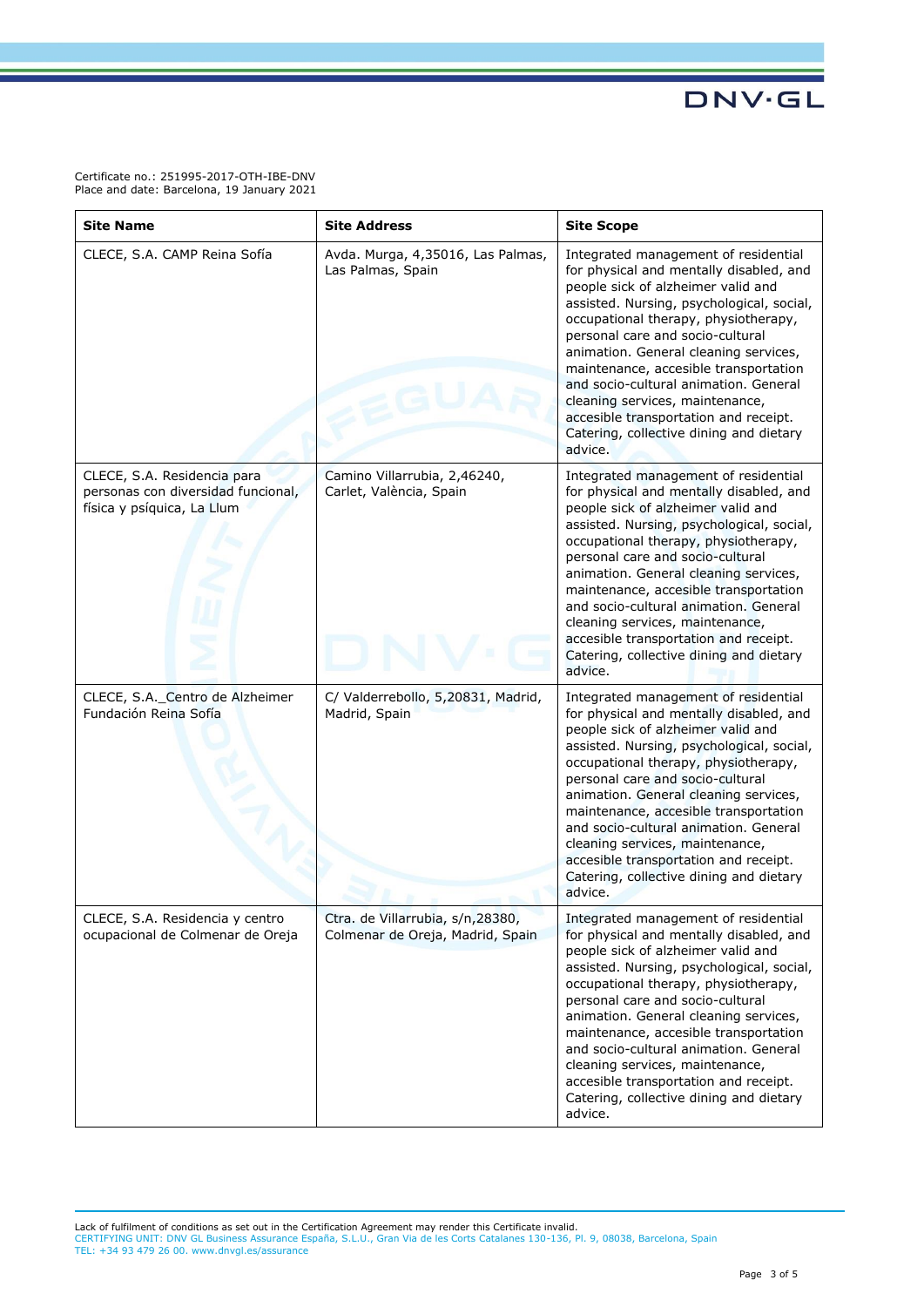Certificate no.: 251995-2017-OTH-IBE-DNV
Place and date: Barcelona, 19 January 2021

| **Site Name** | **Site Address** | **Site Scope** |
|---|---|---|
| CLECE, S.A. CAMP Reina Sofía | Avda. Murga, 4,35016, Las Palmas, Las Palmas, Spain | Integrated management of residential for physical and mentally disabled, and people sick of alzheimer valid and assisted. Nursing, psychological, social, occupational therapy, physiotherapy, personal care and socio-cultural animation. General cleaning services, maintenance, accesible transportation and socio-cultural animation. General cleaning services, maintenance, accesible transportation and receipt. Catering, collective dining and dietary advice. |
| CLECE, S.A. Residencia para personas con diversidad funcional, física y psíquica, La Llum | Camino Villarrubia, 2,46240, Carlet, València, Spain | Integrated management of residential for physical and mentally disabled, and people sick of alzheimer valid and assisted. Nursing, psychological, social, occupational therapy, physiotherapy, personal care and socio-cultural animation. General cleaning services, maintenance, accesible transportation and socio-cultural animation. General cleaning services, maintenance, accesible transportation and receipt. Catering, collective dining and dietary advice. |
| CLECE, S.A._Centro de Alzheimer Fundación Reina Sofía | C/ Valderrebollo, 5,20831, Madrid, Madrid, Spain | Integrated management of residential for physical and mentally disabled, and people sick of alzheimer valid and assisted. Nursing, psychological, social, occupational therapy, physiotherapy, personal care and socio-cultural animation. General cleaning services, maintenance, accesible transportation and socio-cultural animation. General cleaning services, maintenance, accesible transportation and receipt. Catering, collective dining and dietary advice. |
| CLECE, S.A. Residencia y centro ocupacional de Colmenar de Oreja | Ctra. de Villarrubia, s/n,28380, Colmenar de Oreja, Madrid, Spain | Integrated management of residential for physical and mentally disabled, and people sick of alzheimer valid and assisted. Nursing, psychological, social, occupational therapy, physiotherapy, personal care and socio-cultural animation. General cleaning services, maintenance, accesible transportation and socio-cultural animation. General cleaning services, maintenance, accesible transportation and receipt. Catering, collective dining and dietary advice. |

Lack of fulfilment of conditions as set out in the Certification Agreement may render this Certificate invalid.
CERTIFYING UNIT: DNV GL Business Assurance España, S.L.U., Gran Via de les Corts Catalanes 130-136, Pl. 9, 08038, Barcelona, Spain
TEL: +34 93 479 26 00. www.dnvgl.es/assurance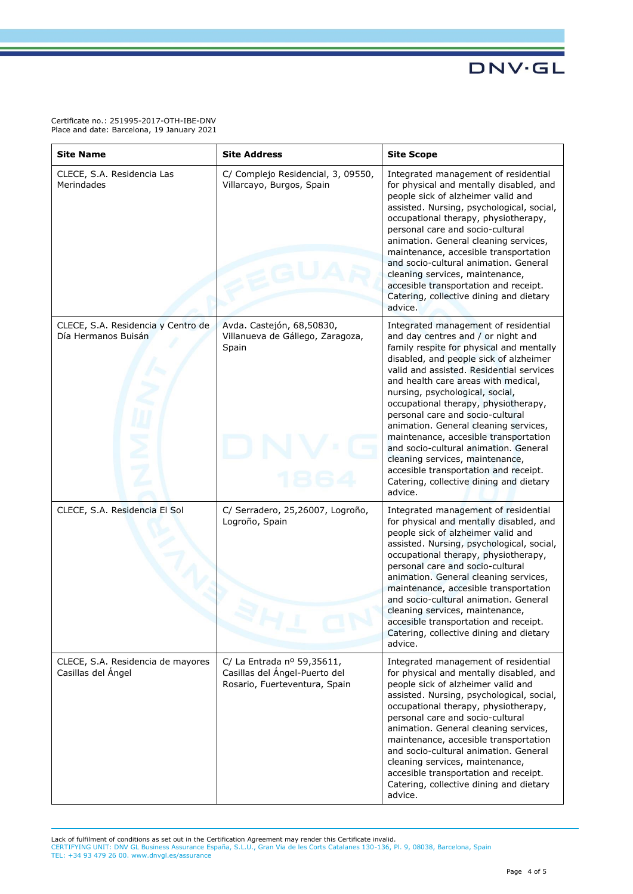Certificate no.: 251995-2017-OTH-IBE-DNV
Place and date: Barcelona, 19 January 2021

| Site Name | Site Address | Site Scope |
|---|---|---|
| CLECE, S.A. Residencia Las Merindades | C/ Complejo Residencial, 3, 09550, Villarcayo, Burgos, Spain | Integrated management of residential for physical and mentally disabled, and people sick of alzheimer valid and assisted. Nursing, psychological, social, occupational therapy, physiotherapy, personal care and socio-cultural animation. General cleaning services, maintenance, accesible transportation and socio-cultural animation. General cleaning services, maintenance, accesible transportation and receipt. Catering, collective dining and dietary advice. |
| CLECE, S.A. Residencia y Centro de Día Hermanos Buisán | Avda. Castejón, 68,50830, Villanueva de Gállego, Zaragoza, Spain | Integrated management of residential and day centres and / or night and family respite for physical and mentally disabled, and people sick of alzheimer valid and assisted. Residential services and health care areas with medical, nursing, psychological, social, occupational therapy, physiotherapy, personal care and socio-cultural animation. General cleaning services, maintenance, accesible transportation and socio-cultural animation. General cleaning services, maintenance, accesible transportation and receipt. Catering, collective dining and dietary advice. |
| CLECE, S.A. Residencia El Sol | C/ Serradero, 25,26007, Logroño, Logroño, Spain | Integrated management of residential for physical and mentally disabled, and people sick of alzheimer valid and assisted. Nursing, psychological, social, occupational therapy, physiotherapy, personal care and socio-cultural animation. General cleaning services, maintenance, accesible transportation and socio-cultural animation. General cleaning services, maintenance, accesible transportation and receipt. Catering, collective dining and dietary advice. |
| CLECE, S.A. Residencia de mayores Casillas del Ángel | C/ La Entrada nº 59,35611, Casillas del Ángel-Puerto del Rosario, Fuerteventura, Spain | Integrated management of residential for physical and mentally disabled, and people sick of alzheimer valid and assisted. Nursing, psychological, social, occupational therapy, physiotherapy, personal care and socio-cultural animation. General cleaning services, maintenance, accesible transportation and socio-cultural animation. General cleaning services, maintenance, accesible transportation and receipt. Catering, collective dining and dietary advice. |

Lack of fulfilment of conditions as set out in the Certification Agreement may render this Certificate invalid.
CERTIFYING UNIT: DNV GL Business Assurance España, S.L.U., Gran Via de les Corts Catalanes 130-136, Pl. 9, 08038, Barcelona, Spain
TEL: +34 93 479 26 00. www.dnvgl.es/assurance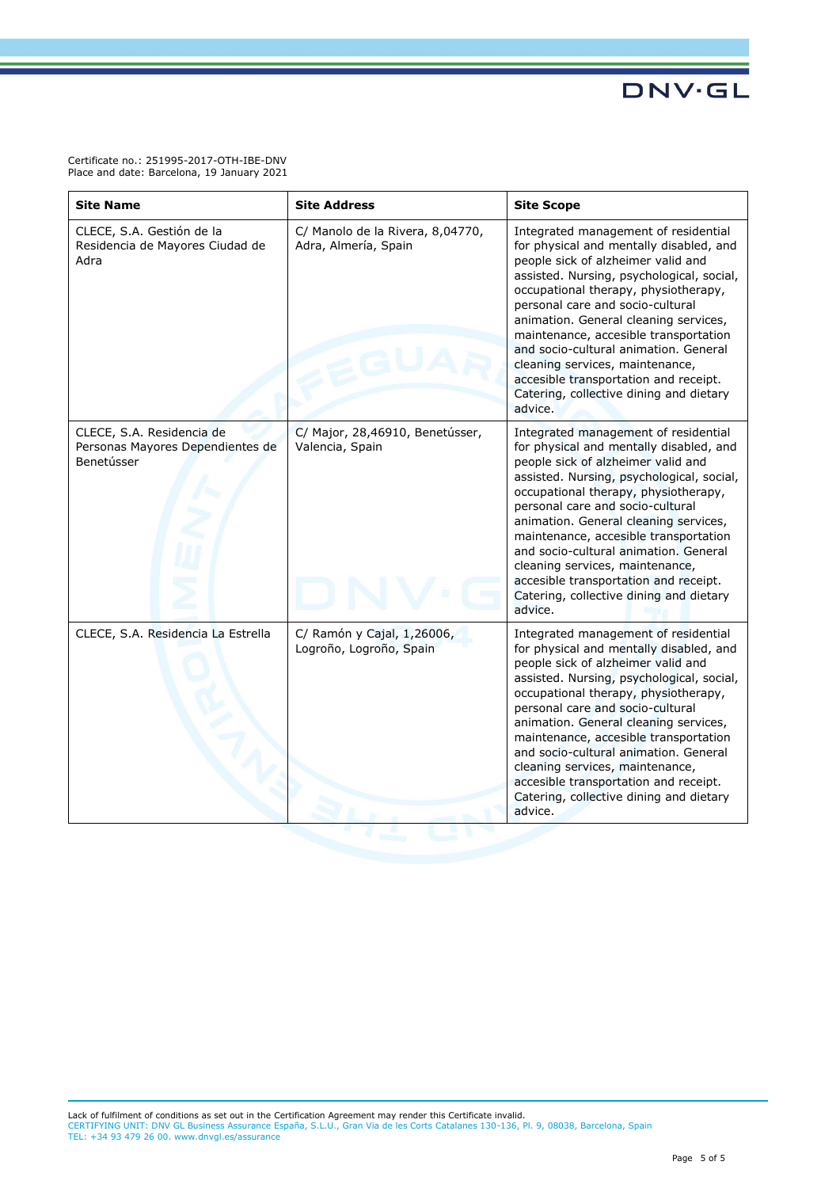Certificate no.: 251995-2017-OTH-IBE-DNV
Place and date: Barcelona, 19 January 2021

| Site Name | Site Address | Site Scope |
|---|---|---|
| CLECE, S.A. Gestión de la Residencia de Mayores Ciudad de Adra | C/ Manolo de la Rivera, 8,04770, Adra, Almería, Spain | Integrated management of residential for physical and mentally disabled, and people sick of alzheimer valid and assisted. Nursing, psychological, social, occupational therapy, physiotherapy, personal care and socio-cultural animation. General cleaning services, maintenance, accesible transportation and socio-cultural animation. General cleaning services, maintenance, accesible transportation and receipt. Catering, collective dining and dietary advice. |
| CLECE, S.A. Residencia de Personas Mayores Dependientes de Benetússer | C/ Major, 28,46910, Benetússer, Valencia, Spain | Integrated management of residential for physical and mentally disabled, and people sick of alzheimer valid and assisted. Nursing, psychological, social, occupational therapy, physiotherapy, personal care and socio-cultural animation. General cleaning services, maintenance, accesible transportation and socio-cultural animation. General cleaning services, maintenance, accesible transportation and receipt. Catering, collective dining and dietary advice. |
| CLECE, S.A. Residencia La Estrella | C/ Ramón y Cajal, 1,26006, Logroño, Logroño, Spain | Integrated management of residential for physical and mentally disabled, and people sick of alzheimer valid and assisted. Nursing, psychological, social, occupational therapy, physiotherapy, personal care and socio-cultural animation. General cleaning services, maintenance, accesible transportation and socio-cultural animation. General cleaning services, maintenance, accesible transportation and receipt. Catering, collective dining and dietary advice. |

Lack of fulfilment of conditions as set out in the Certification Agreement may render this Certificate invalid.
CERTIFYING UNIT: DNV GL Business Assurance España, S.L.U., Gran Via de les Corts Catalanes 130-136, Pl. 9, 08038, Barcelona, Spain
TEL: +34 93 479 26 00. www.dnvgl.es/assurance